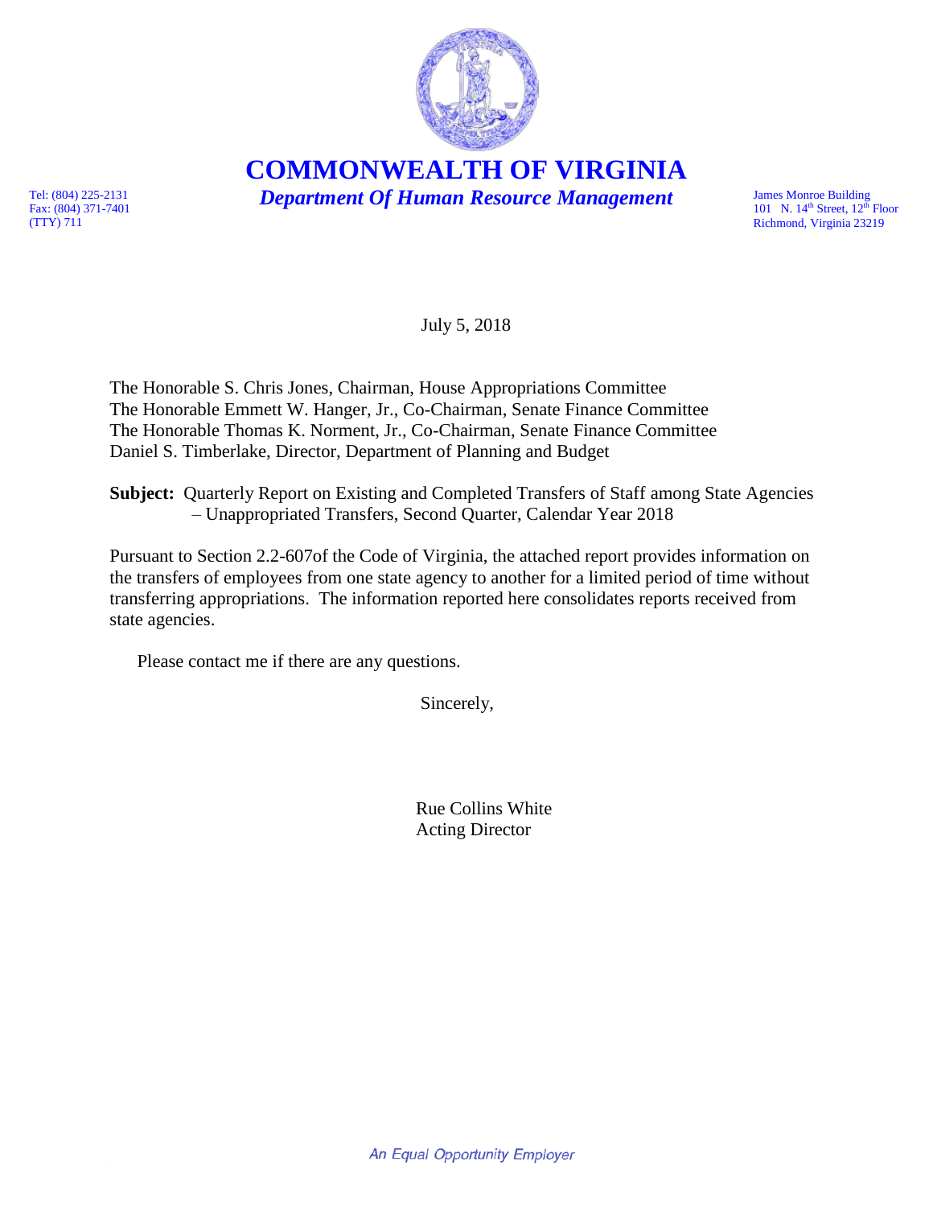# COMMONWEALTH OF VIRGINIA

***Department Of Human Resource Management***

Tel: (804) 225-2131
Fax: (804) 371-7401
(TTY) 711

James Monroe Building
101 N. 14th Street, 12th Floor
Richmond, Virginia 23219

July 5, 2018

The Honorable S. Chris Jones, Chairman, House Appropriations Committee
The Honorable Emmett W. Hanger, Jr., Co-Chairman, Senate Finance Committee
The Honorable Thomas K. Norment, Jr., Co-Chairman, Senate Finance Committee
Daniel S. Timberlake, Director, Department of Planning and Budget

**Subject:** Quarterly Report on Existing and Completed Transfers of Staff among State Agencies – Unappropriated Transfers, Second Quarter, Calendar Year 2018

Pursuant to Section 2.2-607of the Code of Virginia, the attached report provides information on the transfers of employees from one state agency to another for a limited period of time without transferring appropriations. The information reported here consolidates reports received from state agencies.

Please contact me if there are any questions.

Sincerely,

Rue Collins White
Acting Director

*An Equal Opportunity Employer*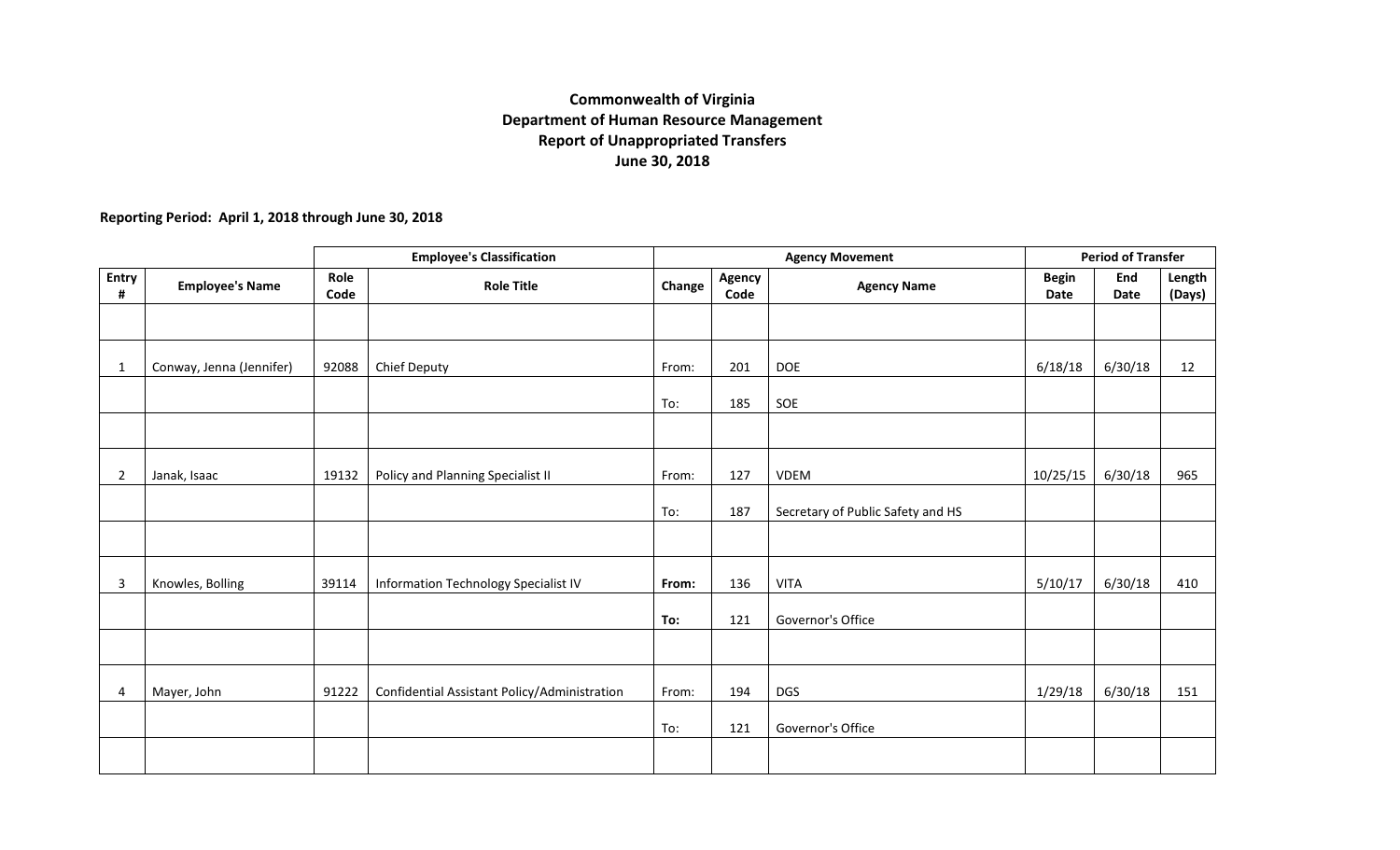**Commonwealth of Virginia**
**Department of Human Resource Management**
**Report of Unappropriated Transfers**
**June 30, 2018**

**Reporting Period: April 1, 2018 through June 30, 2018**

| | | Employee's Classification | | Agency Movement | | | Period of Transfer | | |
|---|---|---|---|---|---|---|---|---|---|
| Entry # | Employee's Name | Role Code | Role Title | Change | Agency Code | Agency Name | Begin Date | End Date | Length (Days) |
| 1 | Conway, Jenna (Jennifer) | 92088 | Chief Deputy | From: | 201 | DOE | 6/18/18 | 6/30/18 | 12 |
| | | | | To: | 185 | SOE | | | |
| 2 | Janak, Isaac | 19132 | Policy and Planning Specialist II | From: | 127 | VDEM | 10/25/15 | 6/30/18 | 965 |
| | | | | To: | 187 | Secretary of Public Safety and HS | | | |
| 3 | Knowles, Bolling | 39114 | Information Technology Specialist IV | **From:** | 136 | VITA | 5/10/17 | 6/30/18 | 410 |
| | | | | **To:** | 121 | Governor's Office | | | |
| 4 | Mayer, John | 91222 | Confidential Assistant Policy/Administration | From: | 194 | DGS | 1/29/18 | 6/30/18 | 151 |
| | | | | To: | 121 | Governor's Office | | | |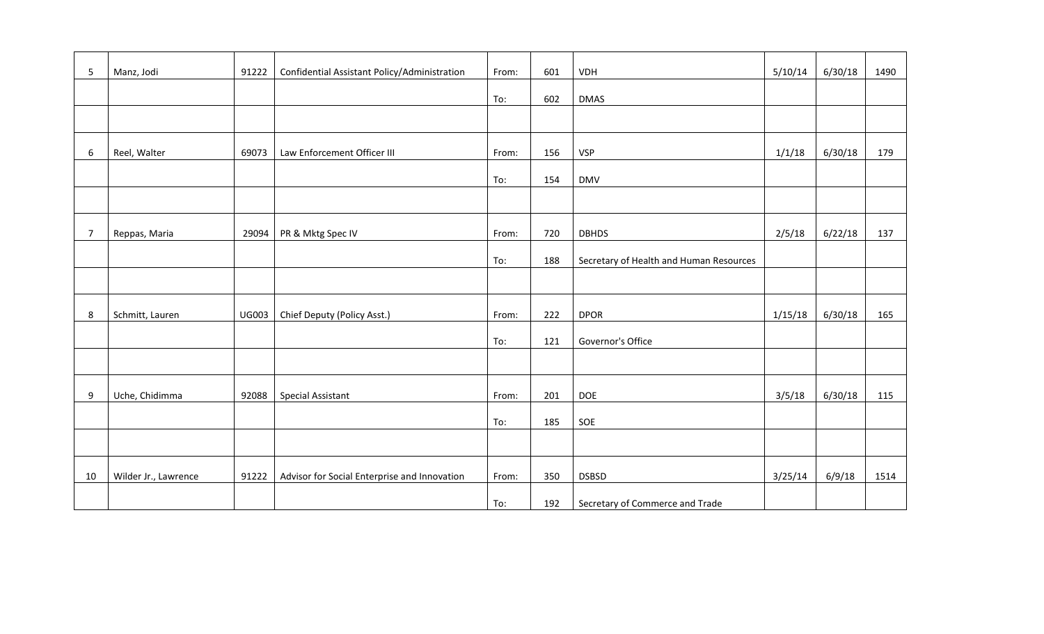| | | | | | | | | | |
|---|---|---|---|---|---|---|---|---|---|
| 5 | Manz, Jodi | 91222 | Confidential Assistant Policy/Administration | From: | 601 | VDH | 5/10/14 | 6/30/18 | 1490 |
| | | | | To: | 602 | DMAS | | | |
| | | | | | | | | | |
| 6 | Reel, Walter | 69073 | Law Enforcement Officer III | From: | 156 | VSP | 1/1/18 | 6/30/18 | 179 |
| | | | | To: | 154 | DMV | | | |
| | | | | | | | | | |
| 7 | Reppas, Maria | 29094 | PR & Mktg Spec IV | From: | 720 | DBHDS | 2/5/18 | 6/22/18 | 137 |
| | | | | To: | 188 | Secretary of Health and Human Resources | | | |
| | | | | | | | | | |
| 8 | Schmitt, Lauren | UG003 | Chief Deputy (Policy Asst.) | From: | 222 | DPOR | 1/15/18 | 6/30/18 | 165 |
| | | | | To: | 121 | Governor's Office | | | |
| | | | | | | | | | |
| 9 | Uche, Chidimma | 92088 | Special Assistant | From: | 201 | DOE | 3/5/18 | 6/30/18 | 115 |
| | | | | To: | 185 | SOE | | | |
| | | | | | | | | | |
| 10 | Wilder Jr., Lawrence | 91222 | Advisor for Social Enterprise and Innovation | From: | 350 | DSBSD | 3/25/14 | 6/9/18 | 1514 |
| | | | | To: | 192 | Secretary of Commerce and Trade | | | |